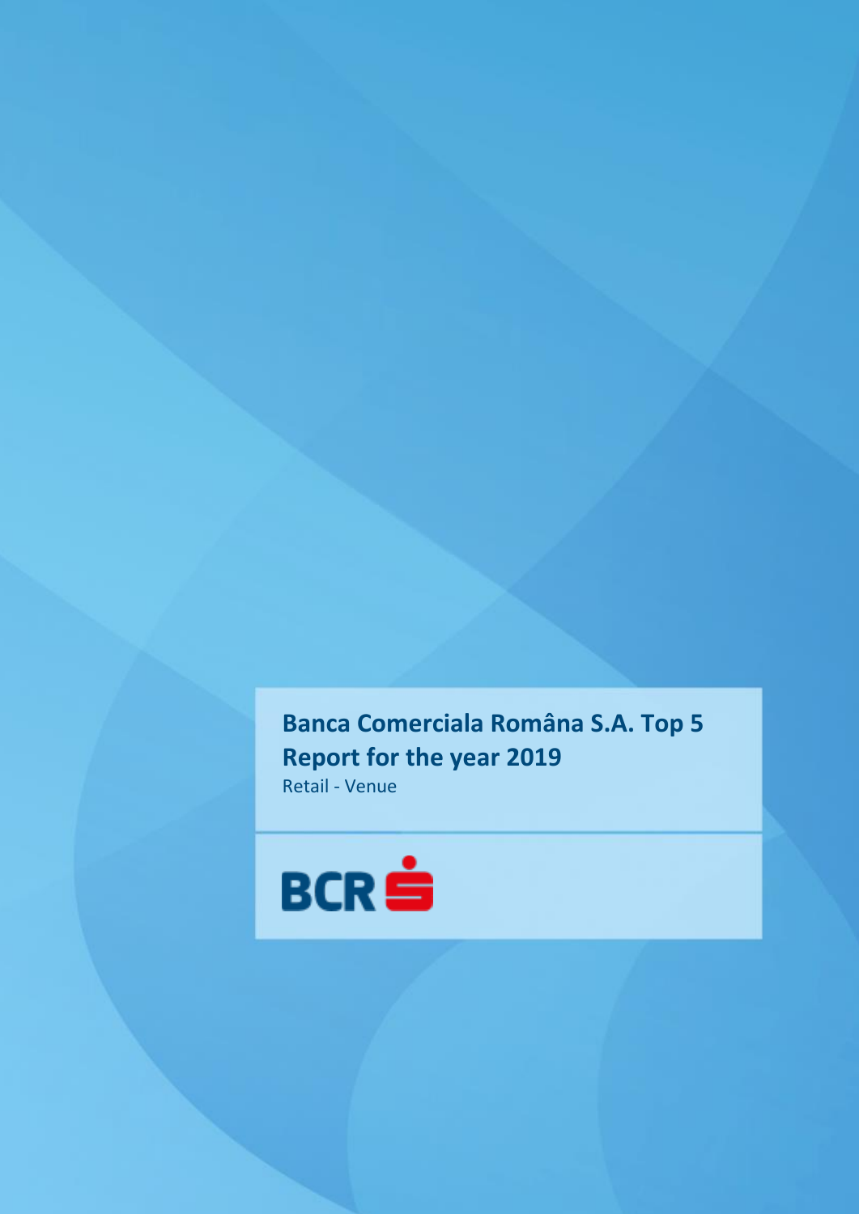# Banca Comerciala Româna S.A. Top 5 Report for the year 2019

Retail - Venue

BCR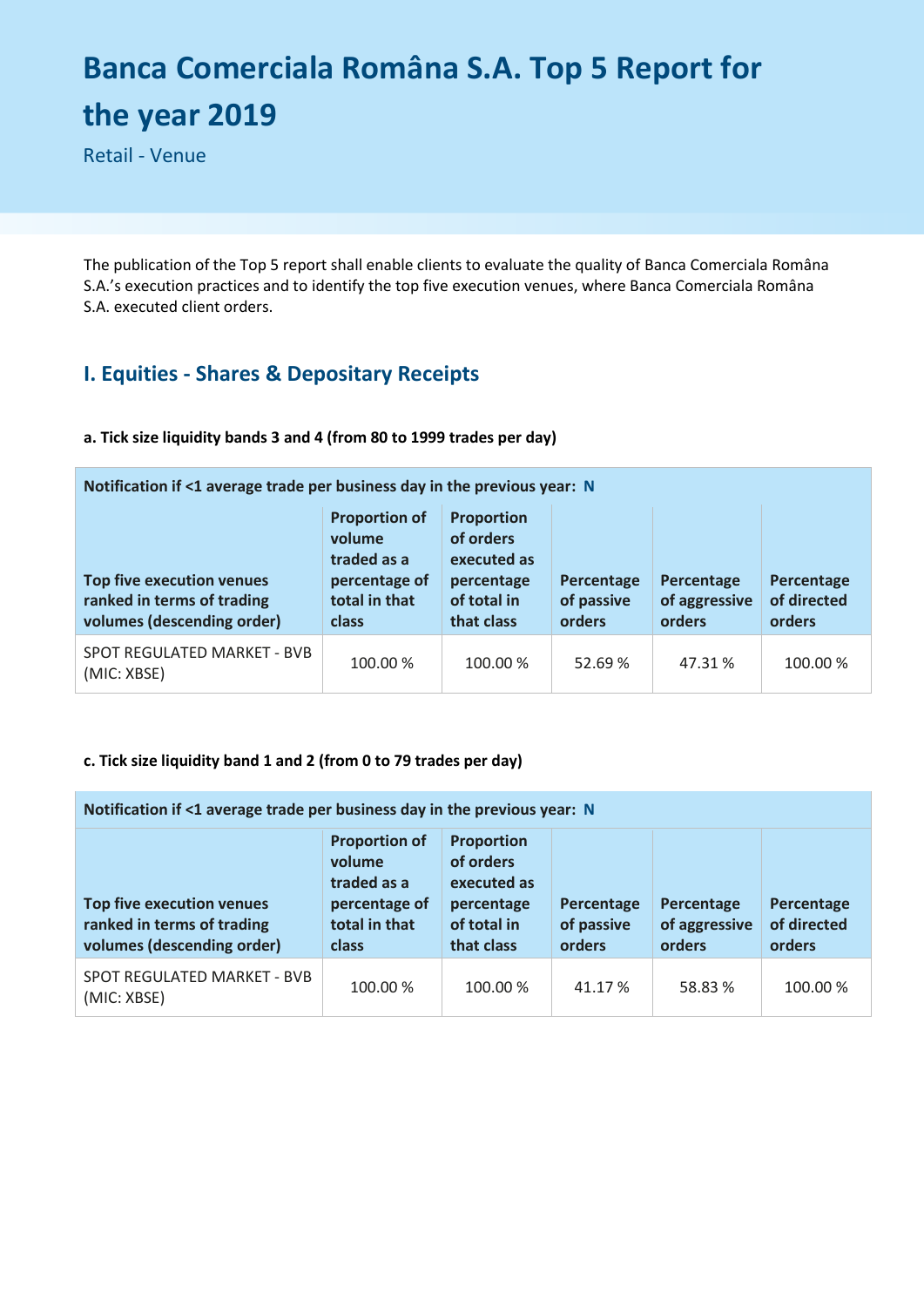# Banca Comerciala Română S.A. Top 5 Report for the year 2019

Retail - Venue

The publication of the Top 5 report shall enable clients to evaluate the quality of Banca Comerciala Română S.A.'s execution practices and to identify the top five execution venues, where Banca Comerciala Română S.A. executed client orders.

## I. Equities - Shares & Depositary Receipts

**a. Tick size liquidity bands 3 and 4 (from 80 to 1999 trades per day)**

| Notification if <1 average trade per business day in the previous year: N | | | | | |
|---|---|---|---|---|---|
| **Top five execution venues ranked in terms of trading volumes (descending order)** | **Proportion of volume traded as a percentage of total in that class** | **Proportion of orders executed as percentage of total in that class** | **Percentage of passive orders** | **Percentage of aggressive orders** | **Percentage of directed orders** |
| SPOT REGULATED MARKET - BVB (MIC: XBSE) | 100.00 % | 100.00 % | 52.69 % | 47.31 % | 100.00 % |

**c. Tick size liquidity band 1 and 2 (from 0 to 79 trades per day)**

| Notification if <1 average trade per business day in the previous year: N | | | | | |
|---|---|---|---|---|---|
| **Top five execution venues ranked in terms of trading volumes (descending order)** | **Proportion of volume traded as a percentage of total in that class** | **Proportion of orders executed as percentage of total in that class** | **Percentage of passive orders** | **Percentage of aggressive orders** | **Percentage of directed orders** |
| SPOT REGULATED MARKET - BVB (MIC: XBSE) | 100.00 % | 100.00 % | 41.17 % | 58.83 % | 100.00 % |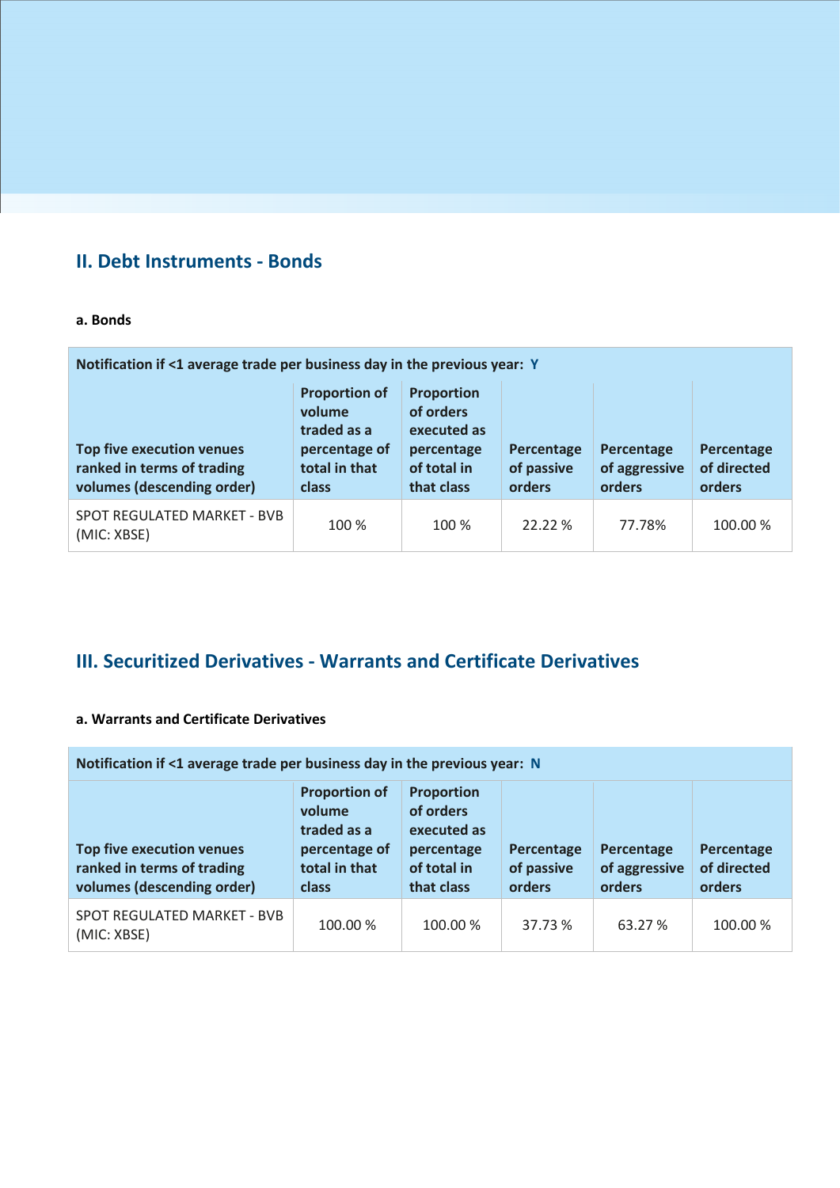## II. Debt Instruments - Bonds

### a. Bonds

| Notification if <1 average trade per business day in the previous year: Y | | | | | |
|---|---|---|---|---|---|
| **Top five execution venues ranked in terms of trading volumes (descending order)** | **Proportion of volume traded as a percentage of total in that class** | **Proportion of orders executed as percentage of total in that class** | **Percentage of passive orders** | **Percentage of aggressive orders** | **Percentage of directed orders** |
| SPOT REGULATED MARKET - BVB (MIC: XBSE) | 100 % | 100 % | 22.22 % | 77.78% | 100.00 % |

## III. Securitized Derivatives - Warrants and Certificate Derivatives

### a. Warrants and Certificate Derivatives

| Notification if <1 average trade per business day in the previous year: N | | | | | |
|---|---|---|---|---|---|
| **Top five execution venues ranked in terms of trading volumes (descending order)** | **Proportion of volume traded as a percentage of total in that class** | **Proportion of orders executed as percentage of total in that class** | **Percentage of passive orders** | **Percentage of aggressive orders** | **Percentage of directed orders** |
| SPOT REGULATED MARKET - BVB (MIC: XBSE) | 100.00 % | 100.00 % | 37.73 % | 63.27 % | 100.00 % |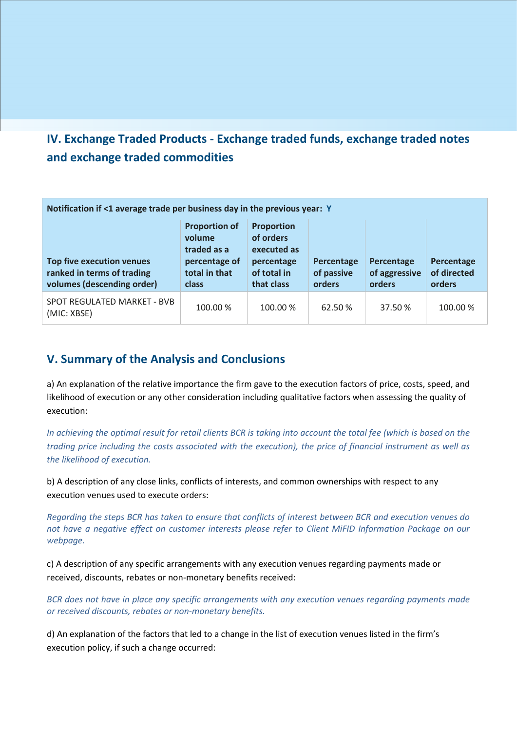## IV. Exchange Traded Products - Exchange traded funds, exchange traded notes and exchange traded commodities

| Notification if <1 average trade per business day in the previous year: **Y** | | | | | |
|---|---|---|---|---|---|
| **Top five execution venues ranked in terms of trading volumes (descending order)** | **Proportion of volume traded as a percentage of total in that class** | **Proportion of orders executed as percentage of total in that class** | **Percentage of passive orders** | **Percentage of aggressive orders** | **Percentage of directed orders** |
| SPOT REGULATED MARKET - BVB (MIC: XBSE) | 100.00 % | 100.00 % | 62.50 % | 37.50 % | 100.00 % |

## V. Summary of the Analysis and Conclusions

a) An explanation of the relative importance the firm gave to the execution factors of price, costs, speed, and likelihood of execution or any other consideration including qualitative factors when assessing the quality of execution:

*In achieving the optimal result for retail clients BCR is taking into account the total fee (which is based on the trading price including the costs associated with the execution), the price of financial instrument as well as the likelihood of execution.*

b) A description of any close links, conflicts of interests, and common ownerships with respect to any execution venues used to execute orders:

*Regarding the steps BCR has taken to ensure that conflicts of interest between BCR and execution venues do not have a negative effect on customer interests please refer to Client MiFID Information Package on our webpage.*

c) A description of any specific arrangements with any execution venues regarding payments made or received, discounts, rebates or non-monetary benefits received:

*BCR does not have in place any specific arrangements with any execution venues regarding payments made or received discounts, rebates or non-monetary benefits.*

d) An explanation of the factors that led to a change in the list of execution venues listed in the firm's execution policy, if such a change occurred: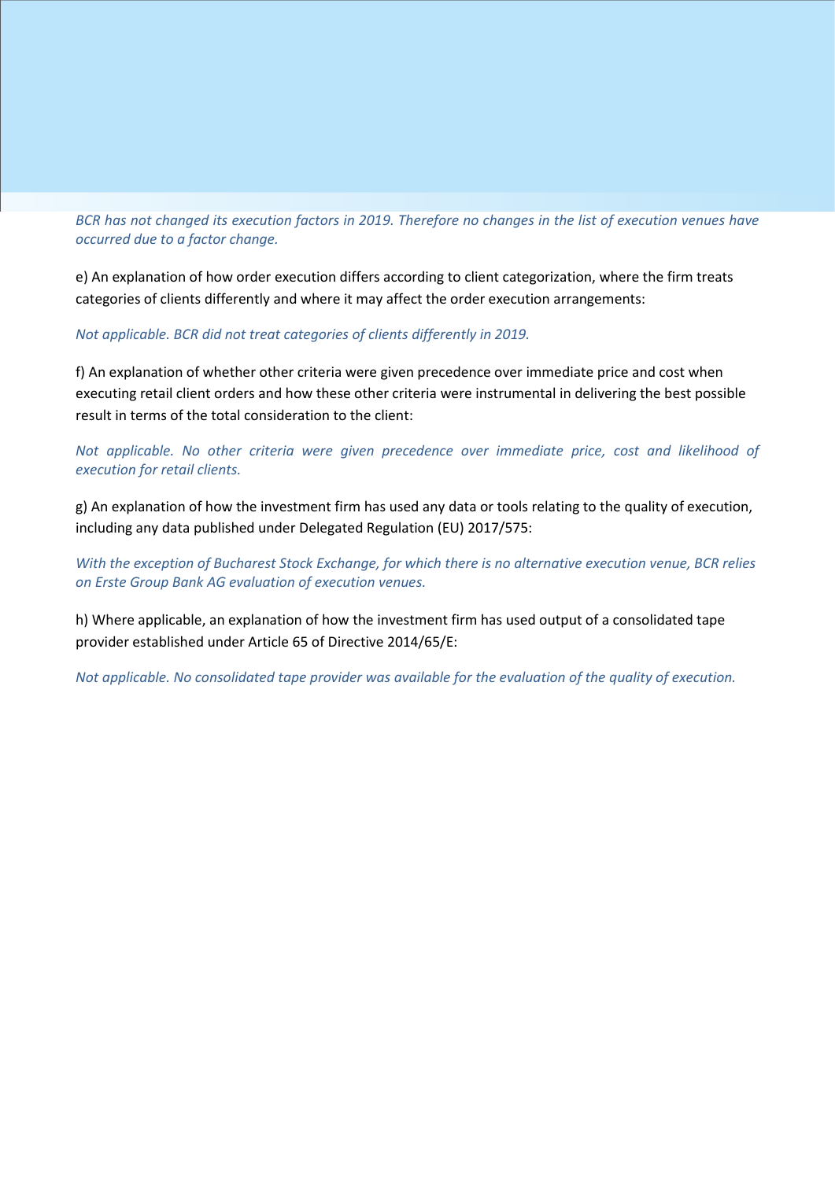*BCR has not changed its execution factors in 2019. Therefore no changes in the list of execution venues have occurred due to a factor change.*

e) An explanation of how order execution differs according to client categorization, where the firm treats categories of clients differently and where it may affect the order execution arrangements:

*Not applicable. BCR did not treat categories of clients differently in 2019.*

f) An explanation of whether other criteria were given precedence over immediate price and cost when executing retail client orders and how these other criteria were instrumental in delivering the best possible result in terms of the total consideration to the client:

*Not applicable. No other criteria were given precedence over immediate price, cost and likelihood of execution for retail clients.*

g) An explanation of how the investment firm has used any data or tools relating to the quality of execution, including any data published under Delegated Regulation (EU) 2017/575:

*With the exception of Bucharest Stock Exchange, for which there is no alternative execution venue, BCR relies on Erste Group Bank AG evaluation of execution venues.*

h) Where applicable, an explanation of how the investment firm has used output of a consolidated tape provider established under Article 65 of Directive 2014/65/E:

*Not applicable. No consolidated tape provider was available for the evaluation of the quality of execution.*